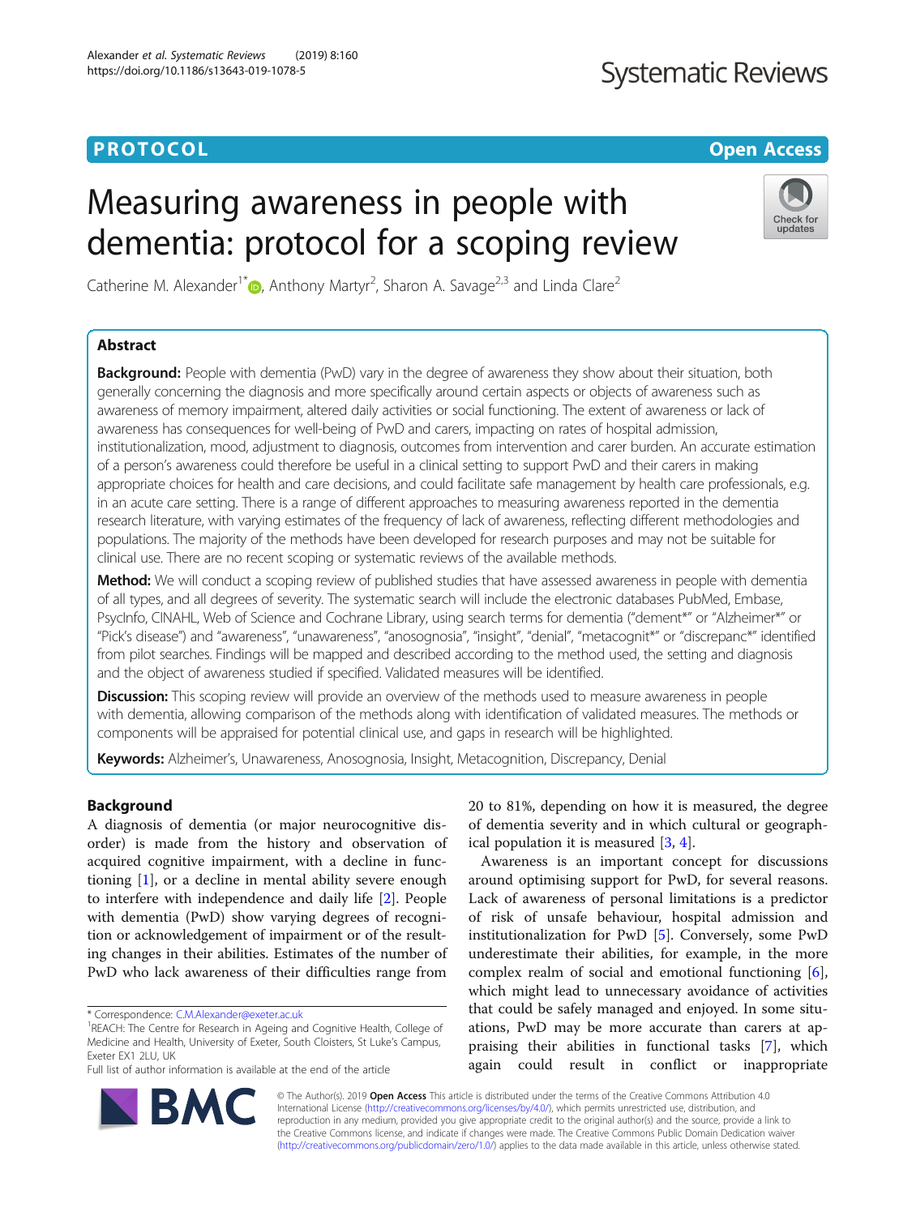**PROTOCOL** | **Open Access**

# Measuring awareness in people with dementia: protocol for a scoping review

Catherine M. Alexander[1*], Anthony Martyr[2], Sharon A. Savage[2,3] and Linda Clare[2]

## Abstract

**Background:** People with dementia (PwD) vary in the degree of awareness they show about their situation, both generally concerning the diagnosis and more specifically around certain aspects or objects of awareness such as awareness of memory impairment, altered daily activities or social functioning. The extent of awareness or lack of awareness has consequences for well-being of PwD and carers, impacting on rates of hospital admission, institutionalization, mood, adjustment to diagnosis, outcomes from intervention and carer burden. An accurate estimation of a person's awareness could therefore be useful in a clinical setting to support PwD and their carers in making appropriate choices for health and care decisions, and could facilitate safe management by health care professionals, e.g. in an acute care setting. There is a range of different approaches to measuring awareness reported in the dementia research literature, with varying estimates of the frequency of lack of awareness, reflecting different methodologies and populations. The majority of the methods have been developed for research purposes and may not be suitable for clinical use. There are no recent scoping or systematic reviews of the available methods.

**Method:** We will conduct a scoping review of published studies that have assessed awareness in people with dementia of all types, and all degrees of severity. The systematic search will include the electronic databases PubMed, Embase, PsycInfo, CINAHL, Web of Science and Cochrane Library, using search terms for dementia ("dement*" or "Alzheimer*" or "Pick's disease") and "awareness", "unawareness", "anosognosia", "insight", "denial", "metacognit*" or "discrepanc*" identified from pilot searches. Findings will be mapped and described according to the method used, the setting and diagnosis and the object of awareness studied if specified. Validated measures will be identified.

**Discussion:** This scoping review will provide an overview of the methods used to measure awareness in people with dementia, allowing comparison of the methods along with identification of validated measures. The methods or components will be appraised for potential clinical use, and gaps in research will be highlighted.

**Keywords:** Alzheimer's, Unawareness, Anosognosia, Insight, Metacognition, Discrepancy, Denial

## Background

A diagnosis of dementia (or major neurocognitive disorder) is made from the history and observation of acquired cognitive impairment, with a decline in functioning [1], or a decline in mental ability severe enough to interfere with independence and daily life [2]. People with dementia (PwD) show varying degrees of recognition or acknowledgement of impairment or of the resulting changes in their abilities. Estimates of the number of PwD who lack awareness of their difficulties range from 20 to 81%, depending on how it is measured, the degree of dementia severity and in which cultural or geographical population it is measured [3, 4].

Awareness is an important concept for discussions around optimising support for PwD, for several reasons. Lack of awareness of personal limitations is a predictor of risk of unsafe behaviour, hospital admission and institutionalization for PwD [5]. Conversely, some PwD underestimate their abilities, for example, in the more complex realm of social and emotional functioning [6], which might lead to unnecessary avoidance of activities that could be safely managed and enjoyed. In some situations, PwD may be more accurate than carers at appraising their abilities in functional tasks [7], which again could result in conflict or inappropriate

\* Correspondence: C.M.Alexander@exeter.ac.uk
[1]REACH: The Centre for Research in Ageing and Cognitive Health, College of Medicine and Health, University of Exeter, South Cloisters, St Luke's Campus, Exeter EX1 2LU, UK
Full list of author information is available at the end of the article

© The Author(s). 2019 **Open Access** This article is distributed under the terms of the Creative Commons Attribution 4.0 International License (http://creativecommons.org/licenses/by/4.0/), which permits unrestricted use, distribution, and reproduction in any medium, provided you give appropriate credit to the original author(s) and the source, provide a link to the Creative Commons license, and indicate if changes were made. The Creative Commons Public Domain Dedication waiver (http://creativecommons.org/publicdomain/zero/1.0/) applies to the data made available in this article, unless otherwise stated.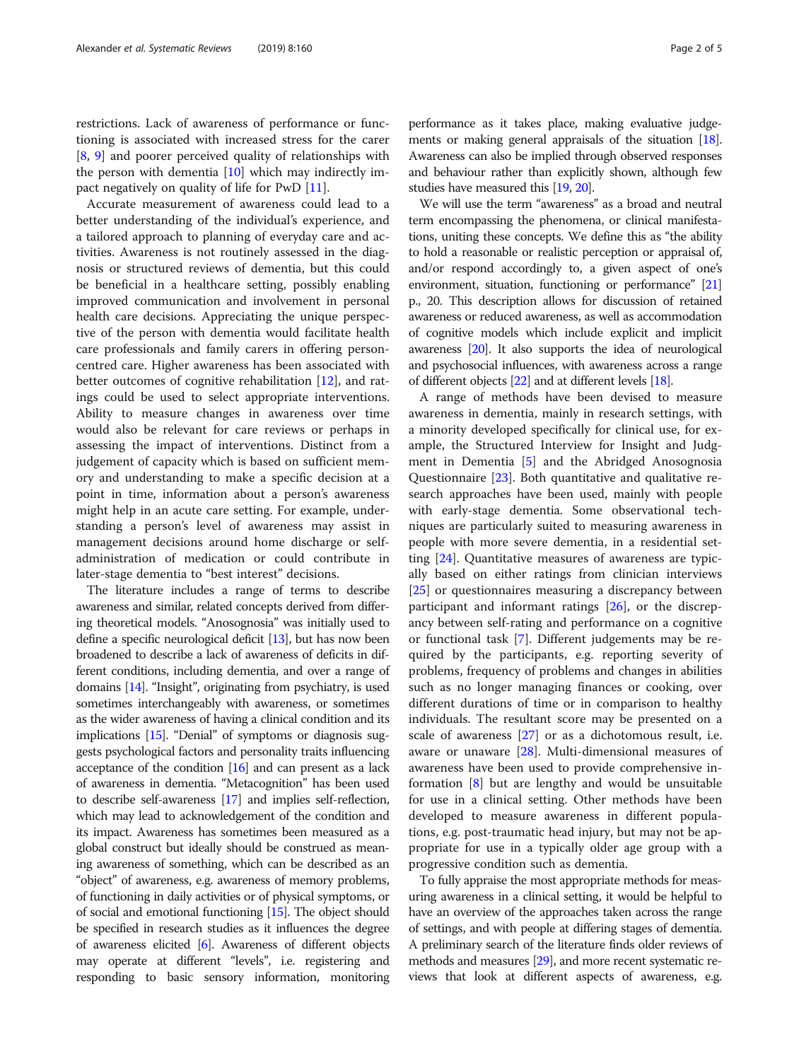restrictions. Lack of awareness of performance or functioning is associated with increased stress for the carer [8, 9] and poorer perceived quality of relationships with the person with dementia [10] which may indirectly impact negatively on quality of life for PwD [11].

Accurate measurement of awareness could lead to a better understanding of the individual's experience, and a tailored approach to planning of everyday care and activities. Awareness is not routinely assessed in the diagnosis or structured reviews of dementia, but this could be beneficial in a healthcare setting, possibly enabling improved communication and involvement in personal health care decisions. Appreciating the unique perspective of the person with dementia would facilitate health care professionals and family carers in offering person-centred care. Higher awareness has been associated with better outcomes of cognitive rehabilitation [12], and ratings could be used to select appropriate interventions. Ability to measure changes in awareness over time would also be relevant for care reviews or perhaps in assessing the impact of interventions. Distinct from a judgement of capacity which is based on sufficient memory and understanding to make a specific decision at a point in time, information about a person's awareness might help in an acute care setting. For example, understanding a person's level of awareness may assist in management decisions around home discharge or self-administration of medication or could contribute in later-stage dementia to "best interest" decisions.

The literature includes a range of terms to describe awareness and similar, related concepts derived from differing theoretical models. "Anosognosia" was initially used to define a specific neurological deficit [13], but has now been broadened to describe a lack of awareness of deficits in different conditions, including dementia, and over a range of domains [14]. "Insight", originating from psychiatry, is used sometimes interchangeably with awareness, or sometimes as the wider awareness of having a clinical condition and its implications [15]. "Denial" of symptoms or diagnosis suggests psychological factors and personality traits influencing acceptance of the condition [16] and can present as a lack of awareness in dementia. "Metacognition" has been used to describe self-awareness [17] and implies self-reflection, which may lead to acknowledgement of the condition and its impact. Awareness has sometimes been measured as a global construct but ideally should be construed as meaning awareness of something, which can be described as an "object" of awareness, e.g. awareness of memory problems, of functioning in daily activities or of physical symptoms, or of social and emotional functioning [15]. The object should be specified in research studies as it influences the degree of awareness elicited [6]. Awareness of different objects may operate at different "levels", i.e. registering and responding to basic sensory information, monitoring performance as it takes place, making evaluative judgements or making general appraisals of the situation [18]. Awareness can also be implied through observed responses and behaviour rather than explicitly shown, although few studies have measured this [19, 20].

We will use the term "awareness" as a broad and neutral term encompassing the phenomena, or clinical manifestations, uniting these concepts. We define this as "the ability to hold a reasonable or realistic perception or appraisal of, and/or respond accordingly to, a given aspect of one's environment, situation, functioning or performance" [21] p., 20. This description allows for discussion of retained awareness or reduced awareness, as well as accommodation of cognitive models which include explicit and implicit awareness [20]. It also supports the idea of neurological and psychosocial influences, with awareness across a range of different objects [22] and at different levels [18].

A range of methods have been devised to measure awareness in dementia, mainly in research settings, with a minority developed specifically for clinical use, for example, the Structured Interview for Insight and Judgment in Dementia [5] and the Abridged Anosognosia Questionnaire [23]. Both quantitative and qualitative research approaches have been used, mainly with people with early-stage dementia. Some observational techniques are particularly suited to measuring awareness in people with more severe dementia, in a residential setting [24]. Quantitative measures of awareness are typically based on either ratings from clinician interviews [25] or questionnaires measuring a discrepancy between participant and informant ratings [26], or the discrepancy between self-rating and performance on a cognitive or functional task [7]. Different judgements may be required by the participants, e.g. reporting severity of problems, frequency of problems and changes in abilities such as no longer managing finances or cooking, over different durations of time or in comparison to healthy individuals. The resultant score may be presented on a scale of awareness [27] or as a dichotomous result, i.e. aware or unaware [28]. Multi-dimensional measures of awareness have been used to provide comprehensive information [8] but are lengthy and would be unsuitable for use in a clinical setting. Other methods have been developed to measure awareness in different populations, e.g. post-traumatic head injury, but may not be appropriate for use in a typically older age group with a progressive condition such as dementia.

To fully appraise the most appropriate methods for measuring awareness in a clinical setting, it would be helpful to have an overview of the approaches taken across the range of settings, and with people at differing stages of dementia. A preliminary search of the literature finds older reviews of methods and measures [29], and more recent systematic reviews that look at different aspects of awareness, e.g.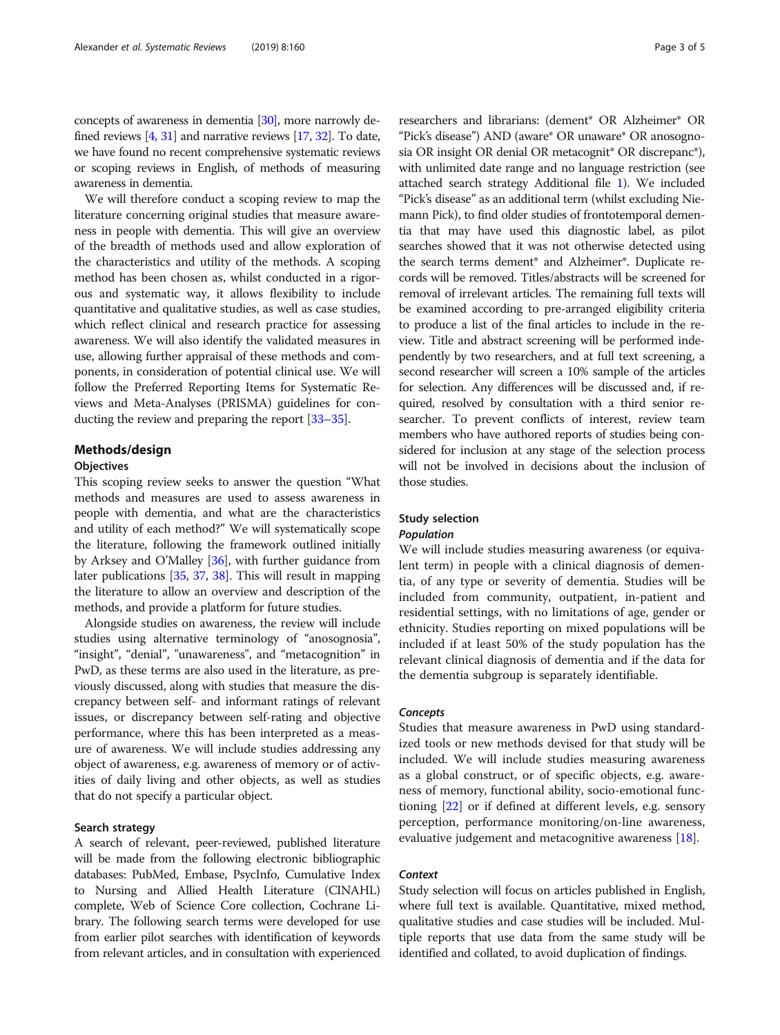concepts of awareness in dementia [30], more narrowly defined reviews [4, 31] and narrative reviews [17, 32]. To date, we have found no recent comprehensive systematic reviews or scoping reviews in English, of methods of measuring awareness in dementia.

We will therefore conduct a scoping review to map the literature concerning original studies that measure awareness in people with dementia. This will give an overview of the breadth of methods used and allow exploration of the characteristics and utility of the methods. A scoping method has been chosen as, whilst conducted in a rigorous and systematic way, it allows flexibility to include quantitative and qualitative studies, as well as case studies, which reflect clinical and research practice for assessing awareness. We will also identify the validated measures in use, allowing further appraisal of these methods and components, in consideration of potential clinical use. We will follow the Preferred Reporting Items for Systematic Reviews and Meta-Analyses (PRISMA) guidelines for conducting the review and preparing the report [33–35].

## Methods/design

### Objectives

This scoping review seeks to answer the question "What methods and measures are used to assess awareness in people with dementia, and what are the characteristics and utility of each method?" We will systematically scope the literature, following the framework outlined initially by Arksey and O'Malley [36], with further guidance from later publications [35, 37, 38]. This will result in mapping the literature to allow an overview and description of the methods, and provide a platform for future studies.

Alongside studies on awareness, the review will include studies using alternative terminology of "anosognosia", "insight", "denial", "unawareness", and "metacognition" in PwD, as these terms are also used in the literature, as previously discussed, along with studies that measure the discrepancy between self- and informant ratings of relevant issues, or discrepancy between self-rating and objective performance, where this has been interpreted as a measure of awareness. We will include studies addressing any object of awareness, e.g. awareness of memory or of activities of daily living and other objects, as well as studies that do not specify a particular object.

### Search strategy

A search of relevant, peer-reviewed, published literature will be made from the following electronic bibliographic databases: PubMed, Embase, PsycInfo, Cumulative Index to Nursing and Allied Health Literature (CINAHL) complete, Web of Science Core collection, Cochrane Library. The following search terms were developed for use from earlier pilot searches with identification of keywords from relevant articles, and in consultation with experienced researchers and librarians: (dement* OR Alzheimer* OR "Pick's disease") AND (aware* OR unaware* OR anosognosia OR insight OR denial OR metacognit* OR discrepanc*), with unlimited date range and no language restriction (see attached search strategy Additional file 1). We included "Pick's disease" as an additional term (whilst excluding Niemann Pick), to find older studies of frontotemporal dementia that may have used this diagnostic label, as pilot searches showed that it was not otherwise detected using the search terms dement* and Alzheimer*. Duplicate records will be removed. Titles/abstracts will be screened for removal of irrelevant articles. The remaining full texts will be examined according to pre-arranged eligibility criteria to produce a list of the final articles to include in the review. Title and abstract screening will be performed independently by two researchers, and at full text screening, a second researcher will screen a 10% sample of the articles for selection. Any differences will be discussed and, if required, resolved by consultation with a third senior researcher. To prevent conflicts of interest, review team members who have authored reports of studies being considered for inclusion at any stage of the selection process will not be involved in decisions about the inclusion of those studies.

### Study selection

#### *Population*

We will include studies measuring awareness (or equivalent term) in people with a clinical diagnosis of dementia, of any type or severity of dementia. Studies will be included from community, outpatient, in-patient and residential settings, with no limitations of age, gender or ethnicity. Studies reporting on mixed populations will be included if at least 50% of the study population has the relevant clinical diagnosis of dementia and if the data for the dementia subgroup is separately identifiable.

#### *Concepts*

Studies that measure awareness in PwD using standardized tools or new methods devised for that study will be included. We will include studies measuring awareness as a global construct, or of specific objects, e.g. awareness of memory, functional ability, socio-emotional functioning [22] or if defined at different levels, e.g. sensory perception, performance monitoring/on-line awareness, evaluative judgement and metacognitive awareness [18].

#### *Context*

Study selection will focus on articles published in English, where full text is available. Quantitative, mixed method, qualitative studies and case studies will be included. Multiple reports that use data from the same study will be identified and collated, to avoid duplication of findings.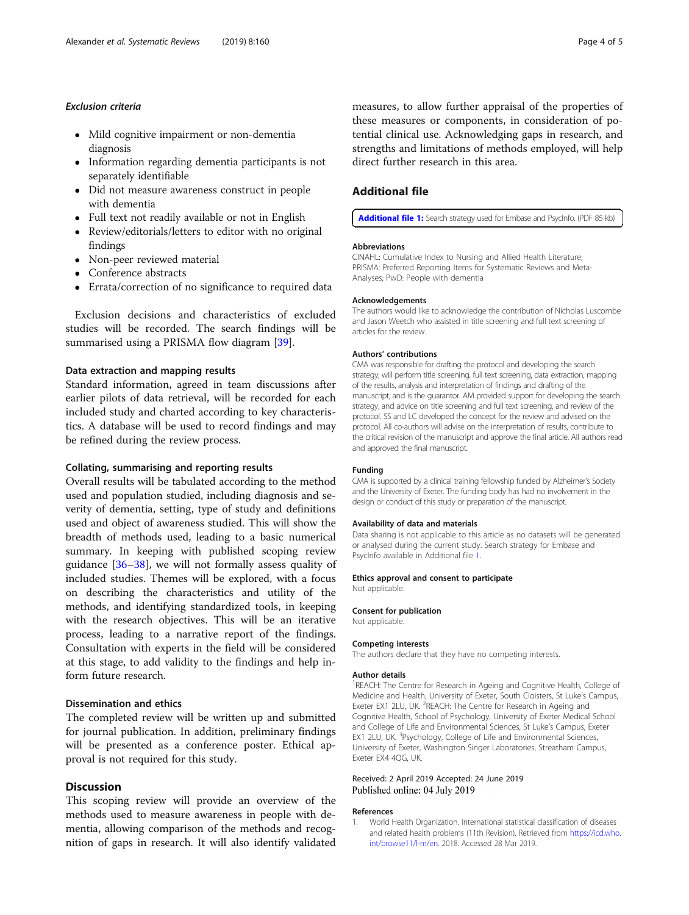#### *Exclusion criteria*

- Mild cognitive impairment or non-dementia diagnosis
- Information regarding dementia participants is not separately identifiable
- Did not measure awareness construct in people with dementia
- Full text not readily available or not in English
- Review/editorials/letters to editor with no original findings
- Non-peer reviewed material
- Conference abstracts
- Errata/correction of no significance to required data

Exclusion decisions and characteristics of excluded studies will be recorded. The search findings will be summarised using a PRISMA flow diagram [39].

### Data extraction and mapping results

Standard information, agreed in team discussions after earlier pilots of data retrieval, will be recorded for each included study and charted according to key characteristics. A database will be used to record findings and may be refined during the review process.

### Collating, summarising and reporting results

Overall results will be tabulated according to the method used and population studied, including diagnosis and severity of dementia, setting, type of study and definitions used and object of awareness studied. This will show the breadth of methods used, leading to a basic numerical summary. In keeping with published scoping review guidance [36–38], we will not formally assess quality of included studies. Themes will be explored, with a focus on describing the characteristics and utility of the methods, and identifying standardized tools, in keeping with the research objectives. This will be an iterative process, leading to a narrative report of the findings. Consultation with experts in the field will be considered at this stage, to add validity to the findings and help inform future research.

### Dissemination and ethics

The completed review will be written up and submitted for journal publication. In addition, preliminary findings will be presented as a conference poster. Ethical approval is not required for this study.

## Discussion

This scoping review will provide an overview of the methods used to measure awareness in people with dementia, allowing comparison of the methods and recognition of gaps in research. It will also identify validated measures, to allow further appraisal of the properties of these measures or components, in consideration of potential clinical use. Acknowledging gaps in research, and strengths and limitations of methods employed, will help direct further research in this area.

## Additional file

**Additional file 1:** Search strategy used for Embase and PsycInfo. (PDF 85 kb)

#### Abbreviations

CINAHL: Cumulative Index to Nursing and Allied Health Literature; PRISMA: Preferred Reporting Items for Systematic Reviews and Meta-Analyses; PwD: People with dementia

#### Acknowledgements

The authors would like to acknowledge the contribution of Nicholas Luscombe and Jason Weetch who assisted in title screening and full text screening of articles for the review.

#### Authors' contributions

CMA was responsible for drafting the protocol and developing the search strategy; will perform title screening, full text screening, data extraction, mapping of the results, analysis and interpretation of findings and drafting of the manuscript; and is the guarantor. AM provided support for developing the search strategy, and advice on title screening and full text screening, and review of the protocol. SS and LC developed the concept for the review and advised on the protocol. All co-authors will advise on the interpretation of results, contribute to the critical revision of the manuscript and approve the final article. All authors read and approved the final manuscript.

#### Funding

CMA is supported by a clinical training fellowship funded by Alzheimer's Society and the University of Exeter. The funding body has had no involvement in the design or conduct of this study or preparation of the manuscript.

#### Availability of data and materials

Data sharing is not applicable to this article as no datasets will be generated or analysed during the current study. Search strategy for Embase and PsycInfo available in Additional file 1.

#### Ethics approval and consent to participate

Not applicable.

#### Consent for publication

Not applicable.

#### Competing interests

The authors declare that they have no competing interests.

#### Author details

[1]REACH: The Centre for Research in Ageing and Cognitive Health, College of Medicine and Health, University of Exeter, South Cloisters, St Luke's Campus, Exeter EX1 2LU, UK. [2]REACH: The Centre for Research in Ageing and Cognitive Health, School of Psychology, University of Exeter Medical School and College of Life and Environmental Sciences, St Luke's Campus, Exeter EX1 2LU, UK. [3]Psychology, College of Life and Environmental Sciences, University of Exeter, Washington Singer Laboratories, Streatham Campus, Exeter EX4 4QG, UK.

Received: 2 April 2019 Accepted: 24 June 2019
Published online: 04 July 2019

#### References

1. World Health Organization. International statistical classification of diseases and related health problems (11th Revision). Retrieved from https://icd.who.int/browse11/l-m/en. 2018. Accessed 28 Mar 2019.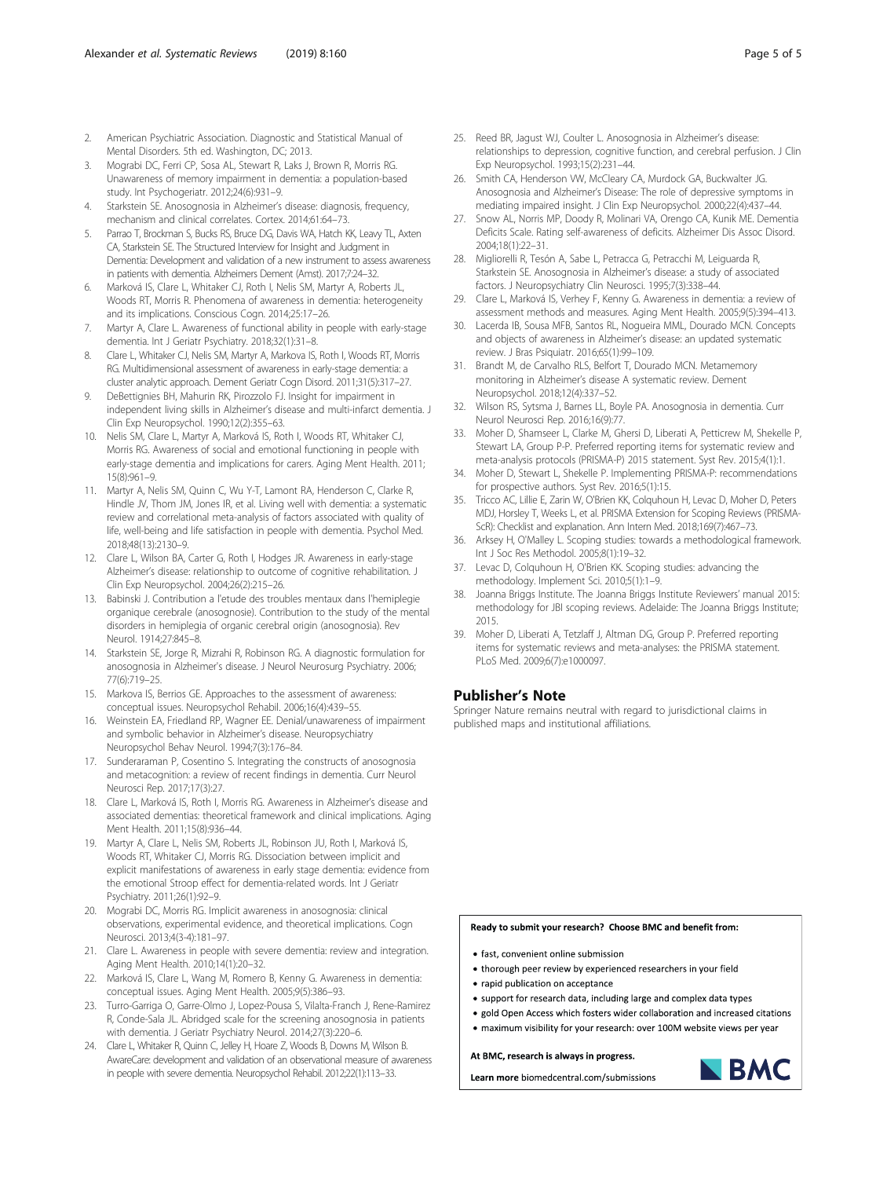2. American Psychiatric Association. Diagnostic and Statistical Manual of Mental Disorders. 5th ed. Washington, DC; 2013.
3. Mograbi DC, Ferri CP, Sosa AL, Stewart R, Laks J, Brown R, Morris RG. Unawareness of memory impairment in dementia: a population-based study. Int Psychogeriatr. 2012;24(6):931–9.
4. Starkstein SE. Anosognosia in Alzheimer's disease: diagnosis, frequency, mechanism and clinical correlates. Cortex. 2014;61:64–73.
5. Parrao T, Brockman S, Bucks RS, Bruce DG, Davis WA, Hatch KK, Leavy TL, Axten CA, Starkstein SE. The Structured Interview for Insight and Judgment in Dementia: Development and validation of a new instrument to assess awareness in patients with dementia. Alzheimers Dement (Amst). 2017;7:24–32.
6. Marková IS, Clare L, Whitaker CJ, Roth I, Nelis SM, Martyr A, Roberts JL, Woods RT, Morris R. Phenomena of awareness in dementia: heterogeneity and its implications. Conscious Cogn. 2014;25:17–26.
7. Martyr A, Clare L. Awareness of functional ability in people with early-stage dementia. Int J Geriatr Psychiatry. 2018;32(1):31–8.
8. Clare L, Whitaker CJ, Nelis SM, Martyr A, Markova IS, Roth I, Woods RT, Morris RG. Multidimensional assessment of awareness in early-stage dementia: a cluster analytic approach. Dement Geriatr Cogn Disord. 2011;31(5):317–27.
9. DeBettignies BH, Mahurin RK, Pirozzolo FJ. Insight for impairment in independent living skills in Alzheimer's disease and multi-infarct dementia. J Clin Exp Neuropsychol. 1990;12(2):355–63.
10. Nelis SM, Clare L, Martyr A, Marková IS, Roth I, Woods RT, Whitaker CJ, Morris RG. Awareness of social and emotional functioning in people with early-stage dementia and implications for carers. Aging Ment Health. 2011; 15(8):961–9.
11. Martyr A, Nelis SM, Quinn C, Wu Y-T, Lamont RA, Henderson C, Clarke R, Hindle JV, Thom JM, Jones IR, et al. Living well with dementia: a systematic review and correlational meta-analysis of factors associated with quality of life, well-being and life satisfaction in people with dementia. Psychol Med. 2018;48(13):2130–9.
12. Clare L, Wilson BA, Carter G, Roth I, Hodges JR. Awareness in early-stage Alzheimer's disease: relationship to outcome of cognitive rehabilitation. J Clin Exp Neuropsychol. 2004;26(2):215–26.
13. Babinski J. Contribution a l'etude des troubles mentaux dans l'hemiplegie organique cerebrale (anosognosie). Contribution to the study of the mental disorders in hemiplegia of organic cerebral origin (anosognosia). Rev Neurol. 1914;27:845–8.
14. Starkstein SE, Jorge R, Mizrahi R, Robinson RG. A diagnostic formulation for anosognosia in Alzheimer's disease. J Neurol Neurosurg Psychiatry. 2006; 77(6):719–25.
15. Markova IS, Berrios GE. Approaches to the assessment of awareness: conceptual issues. Neuropsychol Rehabil. 2006;16(4):439–55.
16. Weinstein EA, Friedland RP, Wagner EE. Denial/unawareness of impairment and symbolic behavior in Alzheimer's disease. Neuropsychiatry Neuropsychol Behav Neurol. 1994;7(3):176–84.
17. Sunderaraman P, Cosentino S. Integrating the constructs of anosognosia and metacognition: a review of recent findings in dementia. Curr Neurol Neurosci Rep. 2017;17(3):27.
18. Clare L, Marková IS, Roth I, Morris RG. Awareness in Alzheimer's disease and associated dementias: theoretical framework and clinical implications. Aging Ment Health. 2011;15(8):936–44.
19. Martyr A, Clare L, Nelis SM, Roberts JL, Robinson JU, Roth I, Marková IS, Woods RT, Whitaker CJ, Morris RG. Dissociation between implicit and explicit manifestations of awareness in early stage dementia: evidence from the emotional Stroop effect for dementia-related words. Int J Geriatr Psychiatry. 2011;26(1):92–9.
20. Mograbi DC, Morris RG. Implicit awareness in anosognosia: clinical observations, experimental evidence, and theoretical implications. Cogn Neurosci. 2013;4(3-4):181–97.
21. Clare L. Awareness in people with severe dementia: review and integration. Aging Ment Health. 2010;14(1):20–32.
22. Marková IS, Clare L, Wang M, Romero B, Kenny G. Awareness in dementia: conceptual issues. Aging Ment Health. 2005;9(5):386–93.
23. Turro-Garriga O, Garre-Olmo J, Lopez-Pousa S, Vilalta-Franch J, Rene-Ramirez R, Conde-Sala JL. Abridged scale for the screening anosognosia in patients with dementia. J Geriatr Psychiatry Neurol. 2014;27(3):220–6.
24. Clare L, Whitaker R, Quinn C, Jelley H, Hoare Z, Woods B, Downs M, Wilson B. AwareCare: development and validation of an observational measure of awareness in people with severe dementia. Neuropsychol Rehabil. 2012;22(1):113–33.
25. Reed BR, Jagust WJ, Coulter L. Anosognosia in Alzheimer's disease: relationships to depression, cognitive function, and cerebral perfusion. J Clin Exp Neuropsychol. 1993;15(2):231–44.
26. Smith CA, Henderson VW, McCleary CA, Murdock GA, Buckwalter JG. Anosognosia and Alzheimer's Disease: The role of depressive symptoms in mediating impaired insight. J Clin Exp Neuropsychol. 2000;22(4):437–44.
27. Snow AL, Norris MP, Doody R, Molinari VA, Orengo CA, Kunik ME. Dementia Deficits Scale. Rating self-awareness of deficits. Alzheimer Dis Assoc Disord. 2004;18(1):22–31.
28. Migliorelli R, Tesón A, Sabe L, Petracca G, Petracchi M, Leiguarda R, Starkstein SE. Anosognosia in Alzheimer's disease: a study of associated factors. J Neuropsychiatry Clin Neurosci. 1995;7(3):338–44.
29. Clare L, Marková IS, Verhey F, Kenny G. Awareness in dementia: a review of assessment methods and measures. Aging Ment Health. 2005;9(5):394–413.
30. Lacerda IB, Sousa MFB, Santos RL, Nogueira MML, Dourado MCN. Concepts and objects of awareness in Alzheimer's disease: an updated systematic review. J Bras Psiquiatr. 2016;65(1):99–109.
31. Brandt M, de Carvalho RLS, Belfort T, Dourado MCN. Metamemory monitoring in Alzheimer's disease A systematic review. Dement Neuropsychol. 2018;12(4):337–52.
32. Wilson RS, Sytsma J, Barnes LL, Boyle PA. Anosognosia in dementia. Curr Neurol Neurosci Rep. 2016;16(9):77.
33. Moher D, Shamseer L, Clarke M, Ghersi D, Liberati A, Petticrew M, Shekelle P, Stewart LA, Group P-P. Preferred reporting items for systematic review and meta-analysis protocols (PRISMA-P) 2015 statement. Syst Rev. 2015;4(1):1.
34. Moher D, Stewart L, Shekelle P. Implementing PRISMA-P: recommendations for prospective authors. Syst Rev. 2016;5(1):15.
35. Tricco AC, Lillie E, Zarin W, O'Brien KK, Colquhoun H, Levac D, Moher D, Peters MDJ, Horsley T, Weeks L, et al. PRISMA Extension for Scoping Reviews (PRISMA-ScR): Checklist and explanation. Ann Intern Med. 2018;169(7):467–73.
36. Arksey H, O'Malley L. Scoping studies: towards a methodological framework. Int J Soc Res Methodol. 2005;8(1):19–32.
37. Levac D, Colquhoun H, O'Brien KK. Scoping studies: advancing the methodology. Implement Sci. 2010;5(1):1–9.
38. Joanna Briggs Institute. The Joanna Briggs Institute Reviewers' manual 2015: methodology for JBI scoping reviews. Adelaide: The Joanna Briggs Institute; 2015.
39. Moher D, Liberati A, Tetzlaff J, Altman DG, Group P. Preferred reporting items for systematic reviews and meta-analyses: the PRISMA statement. PLoS Med. 2009;6(7):e1000097.

## Publisher's Note

Springer Nature remains neutral with regard to jurisdictional claims in published maps and institutional affiliations.

**Ready to submit your research? Choose BMC and benefit from:**

- fast, convenient online submission
- thorough peer review by experienced researchers in your field
- rapid publication on acceptance
- support for research data, including large and complex data types
- gold Open Access which fosters wider collaboration and increased citations
- maximum visibility for your research: over 100M website views per year

**At BMC, research is always in progress.**

**Learn more** biomedcentral.com/submissions

BMC